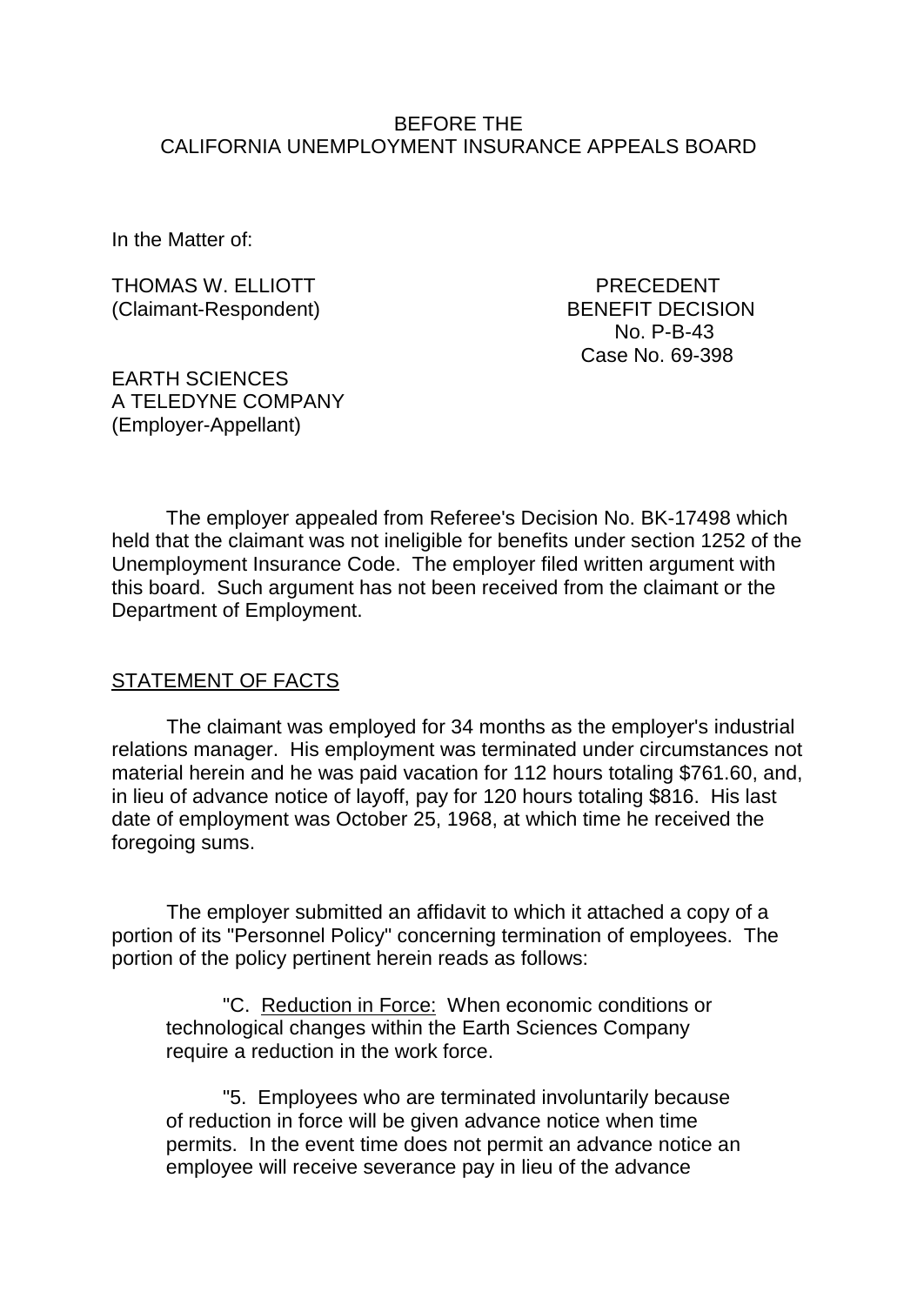BEFORE THE
CALIFORNIA UNEMPLOYMENT INSURANCE APPEALS BOARD

In the Matter of:

THOMAS W. ELLIOTT
(Claimant-Respondent)

PRECEDENT
BENEFIT DECISION
No. P-B-43
Case No. 69-398

EARTH SCIENCES
A TELEDYNE COMPANY
(Employer-Appellant)

The employer appealed from Referee's Decision No. BK-17498 which held that the claimant was not ineligible for benefits under section 1252 of the Unemployment Insurance Code. The employer filed written argument with this board. Such argument has not been received from the claimant or the Department of Employment.

## STATEMENT OF FACTS

The claimant was employed for 34 months as the employer's industrial relations manager. His employment was terminated under circumstances not material herein and he was paid vacation for 112 hours totaling $761.60, and, in lieu of advance notice of layoff, pay for 120 hours totaling $816. His last date of employment was October 25, 1968, at which time he received the foregoing sums.

The employer submitted an affidavit to which it attached a copy of a portion of its "Personnel Policy" concerning termination of employees. The portion of the policy pertinent herein reads as follows:

> "C. Reduction in Force: When economic conditions or technological changes within the Earth Sciences Company require a reduction in the work force.
>
> "5. Employees who are terminated involuntarily because of reduction in force will be given advance notice when time permits. In the event time does not permit an advance notice an employee will receive severance pay in lieu of the advance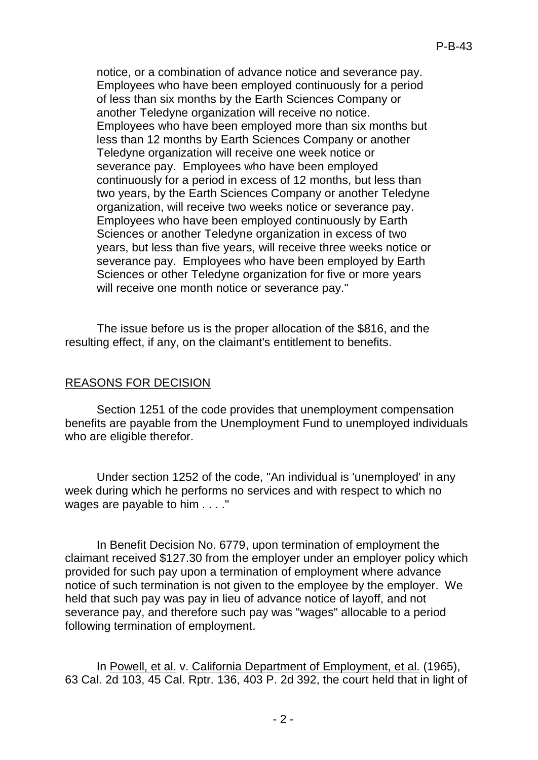> notice, or a combination of advance notice and severance pay. Employees who have been employed continuously for a period of less than six months by the Earth Sciences Company or another Teledyne organization will receive no notice. Employees who have been employed more than six months but less than 12 months by Earth Sciences Company or another Teledyne organization will receive one week notice or severance pay. Employees who have been employed continuously for a period in excess of 12 months, but less than two years, by the Earth Sciences Company or another Teledyne organization, will receive two weeks notice or severance pay. Employees who have been employed continuously by Earth Sciences or another Teledyne organization in excess of two years, but less than five years, will receive three weeks notice or severance pay. Employees who have been employed by Earth Sciences or other Teledyne organization for five or more years will receive one month notice or severance pay."

The issue before us is the proper allocation of the $816, and the resulting effect, if any, on the claimant's entitlement to benefits.

## REASONS FOR DECISION

Section 1251 of the code provides that unemployment compensation benefits are payable from the Unemployment Fund to unemployed individuals who are eligible therefor.

Under section 1252 of the code, "An individual is 'unemployed' in any week during which he performs no services and with respect to which no wages are payable to him . . . ."

In Benefit Decision No. 6779, upon termination of employment the claimant received $127.30 from the employer under an employer policy which provided for such pay upon a termination of employment where advance notice of such termination is not given to the employee by the employer. We held that such pay was pay in lieu of advance notice of layoff, and not severance pay, and therefore such pay was "wages" allocable to a period following termination of employment.

In Powell, et al. v. California Department of Employment, et al. (1965), 63 Cal. 2d 103, 45 Cal. Rptr. 136, 403 P. 2d 392, the court held that in light of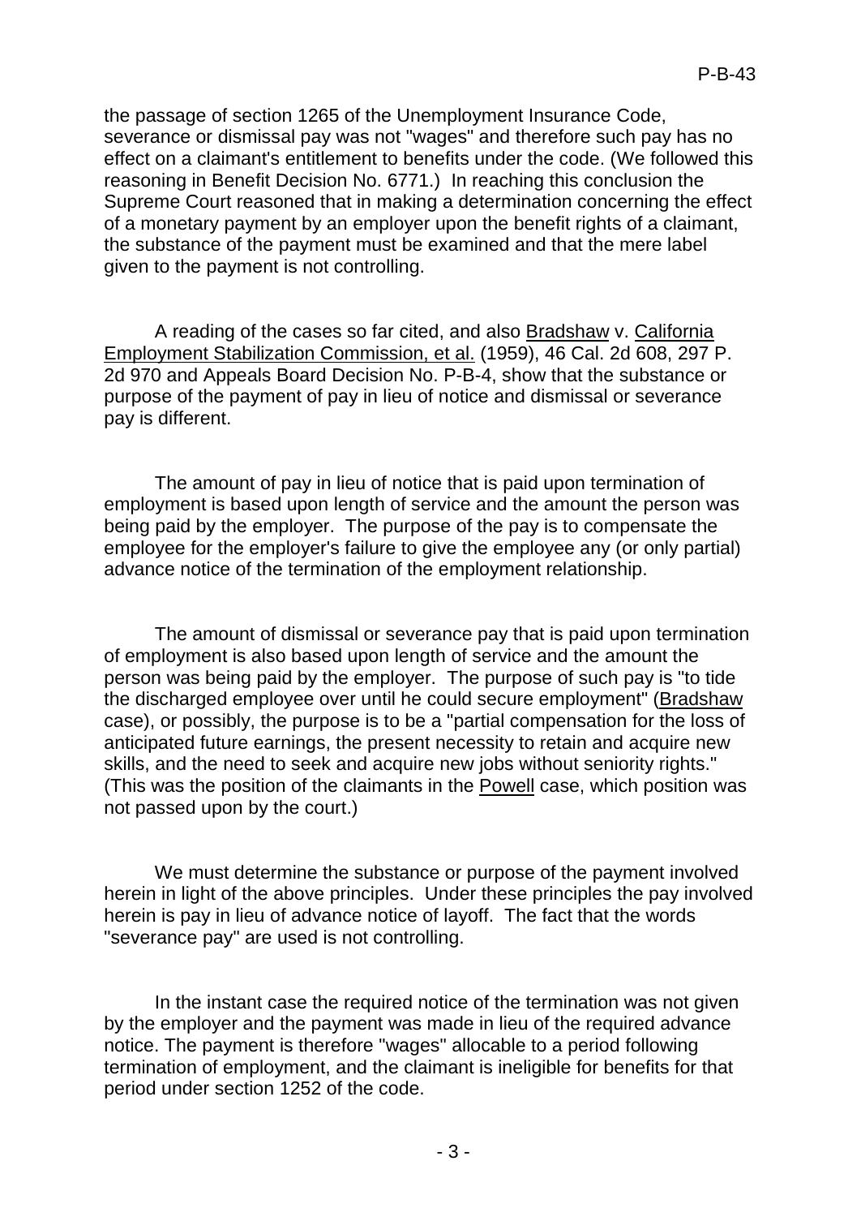the passage of section 1265 of the Unemployment Insurance Code, severance or dismissal pay was not "wages" and therefore such pay has no effect on a claimant's entitlement to benefits under the code. (We followed this reasoning in Benefit Decision No. 6771.) In reaching this conclusion the Supreme Court reasoned that in making a determination concerning the effect of a monetary payment by an employer upon the benefit rights of a claimant, the substance of the payment must be examined and that the mere label given to the payment is not controlling.

A reading of the cases so far cited, and also Bradshaw v. California Employment Stabilization Commission, et al. (1959), 46 Cal. 2d 608, 297 P. 2d 970 and Appeals Board Decision No. P-B-4, show that the substance or purpose of the payment of pay in lieu of notice and dismissal or severance pay is different.

The amount of pay in lieu of notice that is paid upon termination of employment is based upon length of service and the amount the person was being paid by the employer. The purpose of the pay is to compensate the employee for the employer's failure to give the employee any (or only partial) advance notice of the termination of the employment relationship.

The amount of dismissal or severance pay that is paid upon termination of employment is also based upon length of service and the amount the person was being paid by the employer. The purpose of such pay is "to tide the discharged employee over until he could secure employment" (Bradshaw case), or possibly, the purpose is to be a "partial compensation for the loss of anticipated future earnings, the present necessity to retain and acquire new skills, and the need to seek and acquire new jobs without seniority rights." (This was the position of the claimants in the Powell case, which position was not passed upon by the court.)

We must determine the substance or purpose of the payment involved herein in light of the above principles. Under these principles the pay involved herein is pay in lieu of advance notice of layoff. The fact that the words "severance pay" are used is not controlling.

In the instant case the required notice of the termination was not given by the employer and the payment was made in lieu of the required advance notice. The payment is therefore "wages" allocable to a period following termination of employment, and the claimant is ineligible for benefits for that period under section 1252 of the code.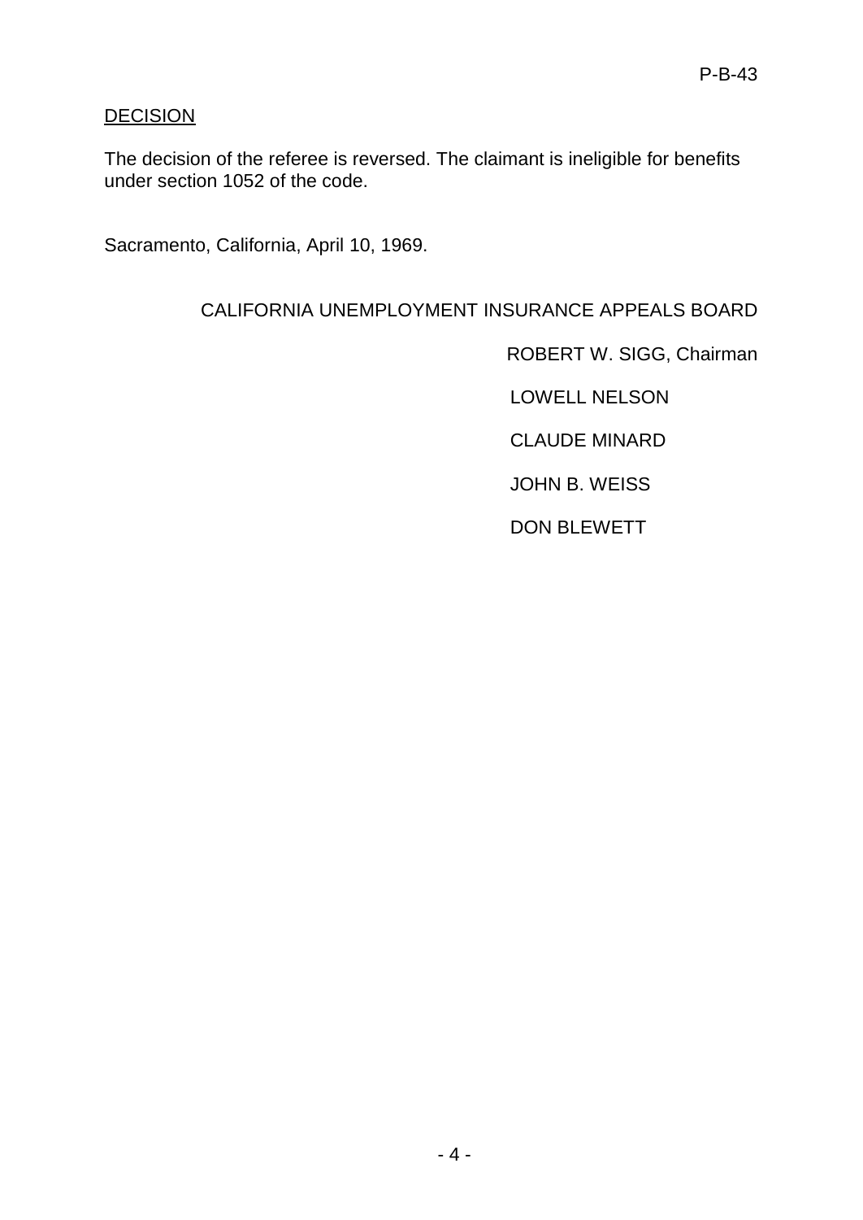## DECISION

The decision of the referee is reversed. The claimant is ineligible for benefits under section 1052 of the code.

Sacramento, California, April 10, 1969.

CALIFORNIA UNEMPLOYMENT INSURANCE APPEALS BOARD

ROBERT W. SIGG, Chairman

LOWELL NELSON

CLAUDE MINARD

JOHN B. WEISS

DON BLEWETT